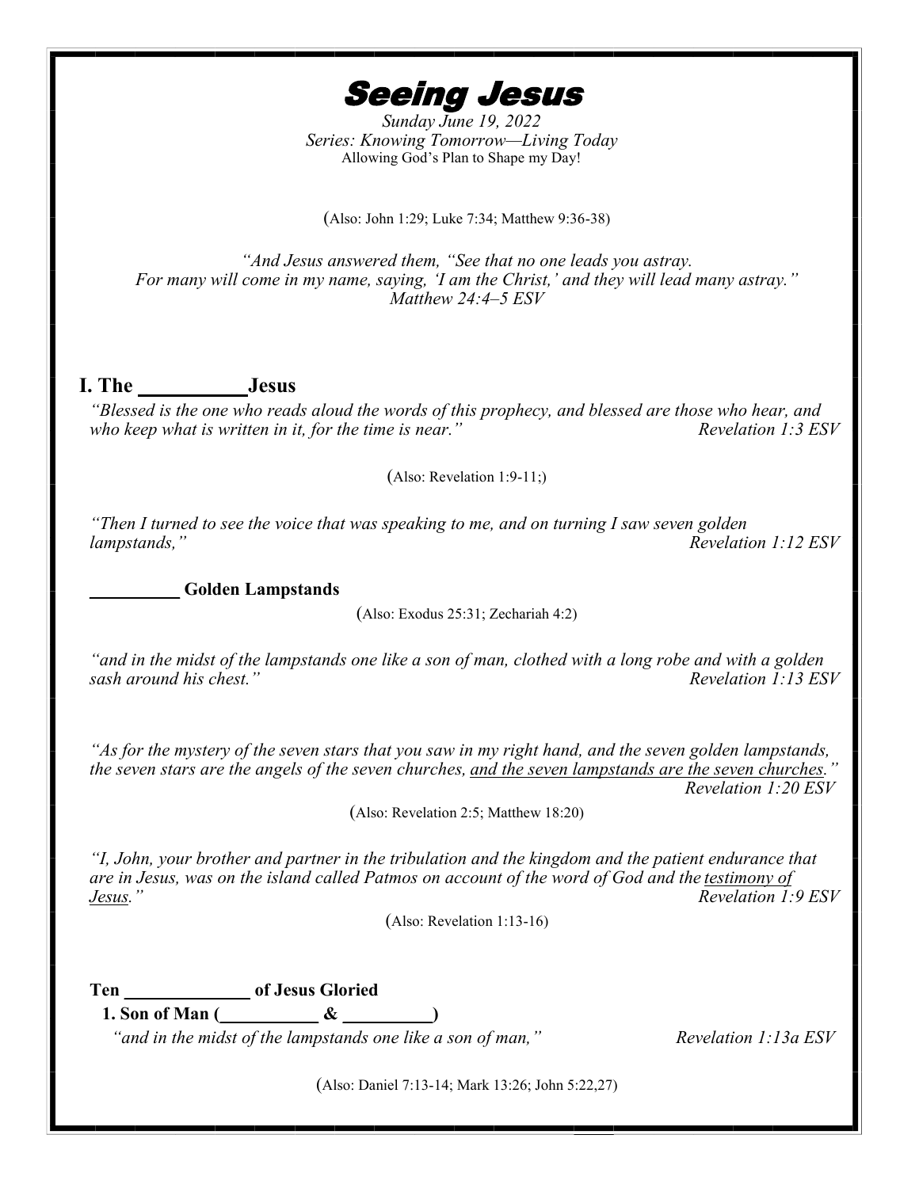# Seeing Jesus

*Sunday June 19, 2022*
*Series: Knowing Tomorrow—Living Today*
Allowing God's Plan to Shape my Day!

(Also: John 1:29; Luke 7:34; Matthew 9:36-38)

*"And Jesus answered them, "See that no one leads you astray. For many will come in my name, saying, 'I am the Christ,' and they will lead many astray." Matthew 24:4–5 ESV*

## I. The __________ Jesus

*"Blessed is the one who reads aloud the words of this prophecy, and blessed are those who hear, and who keep what is written in it, for the time is near." Revelation 1:3 ESV*

(Also: Revelation 1:9-11;)

*"Then I turned to see the voice that was speaking to me, and on turning I saw seven golden lampstands," Revelation 1:12 ESV*

**_________ Golden Lampstands**

(Also: Exodus 25:31; Zechariah 4:2)

*"and in the midst of the lampstands one like a son of man, clothed with a long robe and with a golden sash around his chest." Revelation 1:13 ESV*

*"As for the mystery of the seven stars that you saw in my right hand, and the seven golden lampstands, the seven stars are the angels of the seven churches, <u>and the seven lampstands are the seven churches</u>." Revelation 1:20 ESV*

(Also: Revelation 2:5; Matthew 18:20)

*"I, John, your brother and partner in the tribulation and the kingdom and the patient endurance that are in Jesus, was on the island called Patmos on account of the word of God and the <u>testimony of Jesus</u>." Revelation 1:9 ESV*

(Also: Revelation 1:13-16)

**Ten _____________ of Jesus Gloried**

**1. Son of Man (__________ & _________)**

*"and in the midst of the lampstands one like a son of man," Revelation 1:13a ESV*

(Also: Daniel 7:13-14; Mark 13:26; John 5:22,27)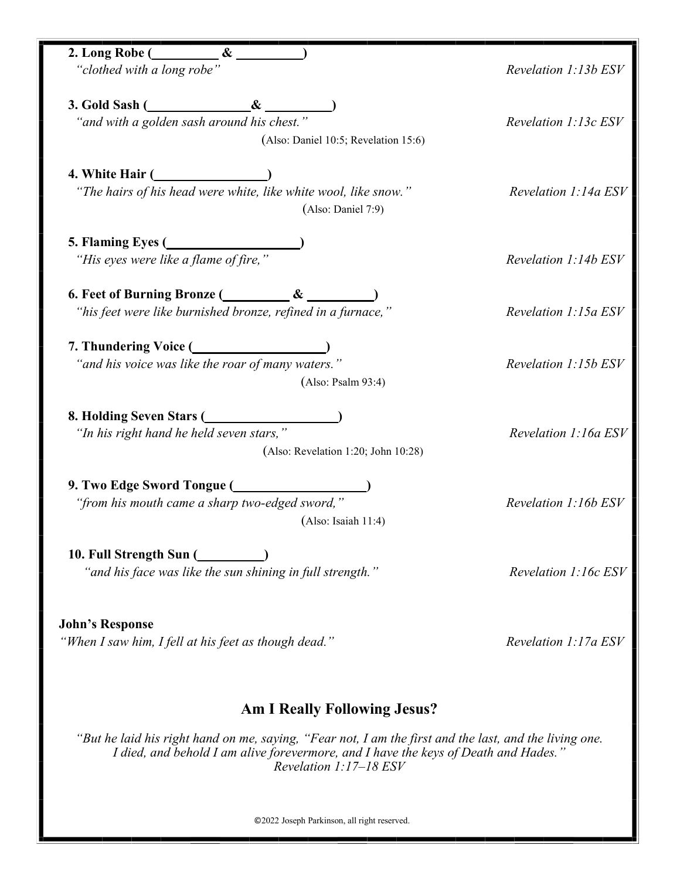**2. Long Robe (__________ & __________)**
*"clothed with a long robe"* *Revelation 1:13b ESV*

**3. Gold Sash (________________& __________)**
*"and with a golden sash around his chest."* *Revelation 1:13c ESV*
(Also: Daniel 10:5; Revelation 15:6)

**4. White Hair (__________________)**
*"The hairs of his head were white, like white wool, like snow."* *Revelation 1:14a ESV*
(Also: Daniel 7:9)

**5. Flaming Eyes (____________________)**
*"His eyes were like a flame of fire,"* *Revelation 1:14b ESV*

**6. Feet of Burning Bronze (__________ & __________)**
*"his feet were like burnished bronze, refined in a furnace,"* *Revelation 1:15a ESV*

**7. Thundering Voice (____________________)**
*"and his voice was like the roar of many waters."* *Revelation 1:15b ESV*
(Also: Psalm 93:4)

**8. Holding Seven Stars (____________________)**
*"In his right hand he held seven stars,"* *Revelation 1:16a ESV*
(Also: Revelation 1:20; John 10:28)

**9. Two Edge Sword Tongue (____________________)**
*"from his mouth came a sharp two-edged sword,"* *Revelation 1:16b ESV*
(Also: Isaiah 11:4)

**10. Full Strength Sun (__________)**
*"and his face was like the sun shining in full strength."* *Revelation 1:16c ESV*

**John's Response**
*"When I saw him, I fell at his feet as though dead."* *Revelation 1:17a ESV*

## Am I Really Following Jesus?

*"But he laid his right hand on me, saying, "Fear not, I am the first and the last, and the living one. I died, and behold I am alive forevermore, and I have the keys of Death and Hades."*
*Revelation 1:17–18 ESV*

©2022 Joseph Parkinson, all right reserved.